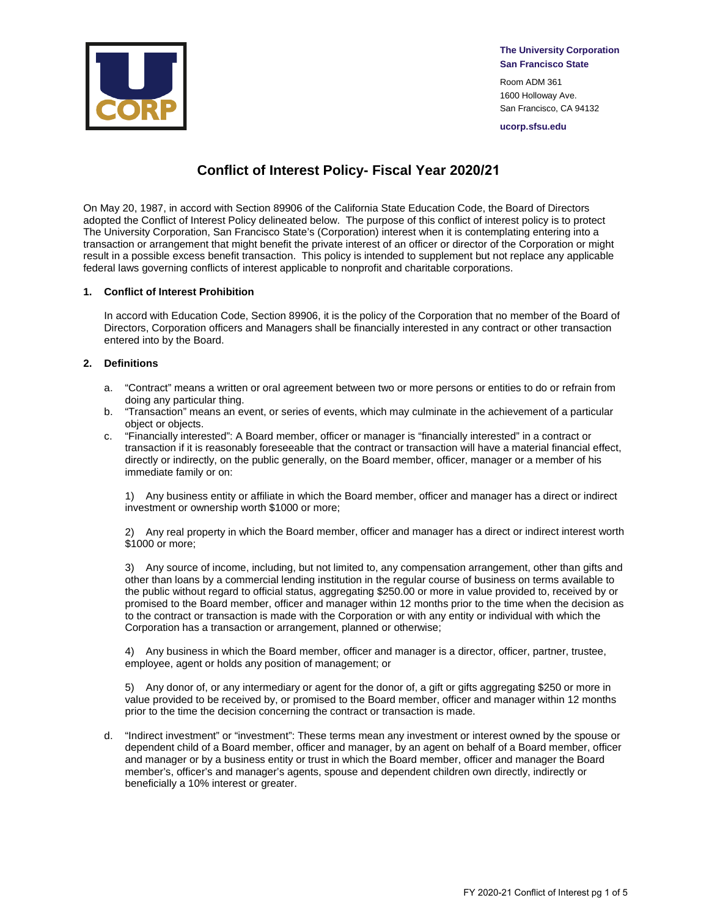**The University Corporation**
**San Francisco State**

Room ADM 361
1600 Holloway Ave.
San Francisco, CA 94132

**ucorp.sfsu.edu**

# Conflict of Interest Policy- Fiscal Year 2020/21

On May 20, 1987, in accord with Section 89906 of the California State Education Code, the Board of Directors adopted the Conflict of Interest Policy delineated below. The purpose of this conflict of interest policy is to protect The University Corporation, San Francisco State's (Corporation) interest when it is contemplating entering into a transaction or arrangement that might benefit the private interest of an officer or director of the Corporation or might result in a possible excess benefit transaction. This policy is intended to supplement but not replace any applicable federal laws governing conflicts of interest applicable to nonprofit and charitable corporations.

## 1. Conflict of Interest Prohibition

In accord with Education Code, Section 89906, it is the policy of the Corporation that no member of the Board of Directors, Corporation officers and Managers shall be financially interested in any contract or other transaction entered into by the Board.

## 2. Definitions

a. "Contract" means a written or oral agreement between two or more persons or entities to do or refrain from doing any particular thing.

b. "Transaction" means an event, or series of events, which may culminate in the achievement of a particular object or objects.

c. "Financially interested": A Board member, officer or manager is "financially interested" in a contract or transaction if it is reasonably foreseeable that the contract or transaction will have a material financial effect, directly or indirectly, on the public generally, on the Board member, officer, manager or a member of his immediate family or on:

   1) Any business entity or affiliate in which the Board member, officer and manager has a direct or indirect investment or ownership worth $1000 or more;

   2) Any real property in which the Board member, officer and manager has a direct or indirect interest worth $1000 or more;

   3) Any source of income, including, but not limited to, any compensation arrangement, other than gifts and other than loans by a commercial lending institution in the regular course of business on terms available to the public without regard to official status, aggregating $250.00 or more in value provided to, received by or promised to the Board member, officer and manager within 12 months prior to the time when the decision as to the contract or transaction is made with the Corporation or with any entity or individual with which the Corporation has a transaction or arrangement, planned or otherwise;

   4) Any business in which the Board member, officer and manager is a director, officer, partner, trustee, employee, agent or holds any position of management; or

   5) Any donor of, or any intermediary or agent for the donor of, a gift or gifts aggregating $250 or more in value provided to be received by, or promised to the Board member, officer and manager within 12 months prior to the time the decision concerning the contract or transaction is made.

d. "Indirect investment" or "investment": These terms mean any investment or interest owned by the spouse or dependent child of a Board member, officer and manager, by an agent on behalf of a Board member, officer and manager or by a business entity or trust in which the Board member, officer and manager the Board member's, officer's and manager's agents, spouse and dependent children own directly, indirectly or beneficially a 10% interest or greater.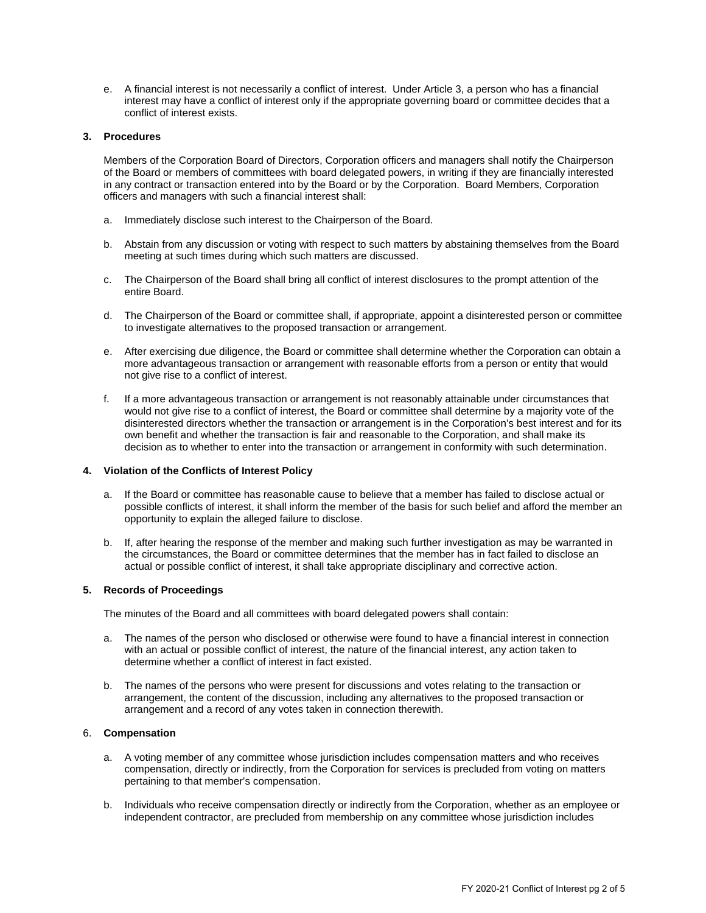e. A financial interest is not necessarily a conflict of interest. Under Article 3, a person who has a financial interest may have a conflict of interest only if the appropriate governing board or committee decides that a conflict of interest exists.

**3. Procedures**

Members of the Corporation Board of Directors, Corporation officers and managers shall notify the Chairperson of the Board or members of committees with board delegated powers, in writing if they are financially interested in any contract or transaction entered into by the Board or by the Corporation. Board Members, Corporation officers and managers with such a financial interest shall:

a. Immediately disclose such interest to the Chairperson of the Board.

b. Abstain from any discussion or voting with respect to such matters by abstaining themselves from the Board meeting at such times during which such matters are discussed.

c. The Chairperson of the Board shall bring all conflict of interest disclosures to the prompt attention of the entire Board.

d. The Chairperson of the Board or committee shall, if appropriate, appoint a disinterested person or committee to investigate alternatives to the proposed transaction or arrangement.

e. After exercising due diligence, the Board or committee shall determine whether the Corporation can obtain a more advantageous transaction or arrangement with reasonable efforts from a person or entity that would not give rise to a conflict of interest.

f. If a more advantageous transaction or arrangement is not reasonably attainable under circumstances that would not give rise to a conflict of interest, the Board or committee shall determine by a majority vote of the disinterested directors whether the transaction or arrangement is in the Corporation's best interest and for its own benefit and whether the transaction is fair and reasonable to the Corporation, and shall make its decision as to whether to enter into the transaction or arrangement in conformity with such determination.

**4. Violation of the Conflicts of Interest Policy**

a. If the Board or committee has reasonable cause to believe that a member has failed to disclose actual or possible conflicts of interest, it shall inform the member of the basis for such belief and afford the member an opportunity to explain the alleged failure to disclose.

b. If, after hearing the response of the member and making such further investigation as may be warranted in the circumstances, the Board or committee determines that the member has in fact failed to disclose an actual or possible conflict of interest, it shall take appropriate disciplinary and corrective action.

**5. Records of Proceedings**

The minutes of the Board and all committees with board delegated powers shall contain:

a. The names of the person who disclosed or otherwise were found to have a financial interest in connection with an actual or possible conflict of interest, the nature of the financial interest, any action taken to determine whether a conflict of interest in fact existed.

b. The names of the persons who were present for discussions and votes relating to the transaction or arrangement, the content of the discussion, including any alternatives to the proposed transaction or arrangement and a record of any votes taken in connection therewith.

6. **Compensation**

a. A voting member of any committee whose jurisdiction includes compensation matters and who receives compensation, directly or indirectly, from the Corporation for services is precluded from voting on matters pertaining to that member's compensation.

b. Individuals who receive compensation directly or indirectly from the Corporation, whether as an employee or independent contractor, are precluded from membership on any committee whose jurisdiction includes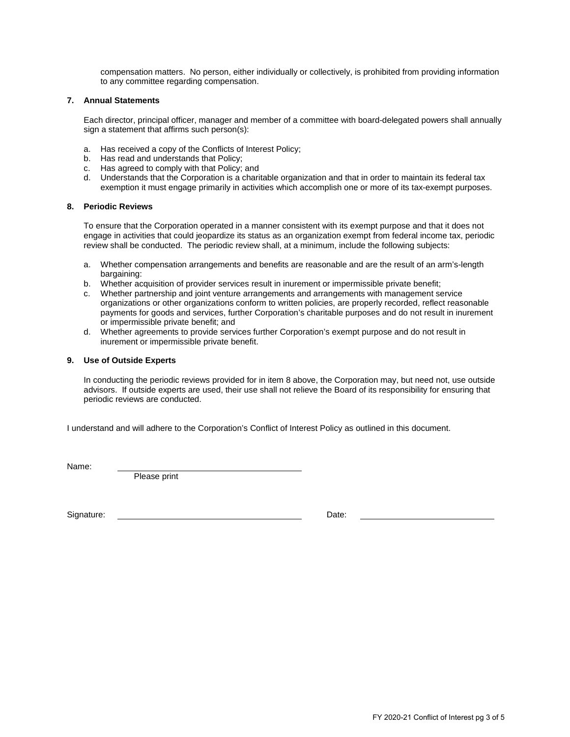compensation matters. No person, either individually or collectively, is prohibited from providing information to any committee regarding compensation.

**7. Annual Statements**

Each director, principal officer, manager and member of a committee with board-delegated powers shall annually sign a statement that affirms such person(s):

a. Has received a copy of the Conflicts of Interest Policy;
b. Has read and understands that Policy;
c. Has agreed to comply with that Policy; and
d. Understands that the Corporation is a charitable organization and that in order to maintain its federal tax exemption it must engage primarily in activities which accomplish one or more of its tax-exempt purposes.

**8. Periodic Reviews**

To ensure that the Corporation operated in a manner consistent with its exempt purpose and that it does not engage in activities that could jeopardize its status as an organization exempt from federal income tax, periodic review shall be conducted. The periodic review shall, at a minimum, include the following subjects:

a. Whether compensation arrangements and benefits are reasonable and are the result of an arm's-length bargaining:
b. Whether acquisition of provider services result in inurement or impermissible private benefit;
c. Whether partnership and joint venture arrangements and arrangements with management service organizations or other organizations conform to written policies, are properly recorded, reflect reasonable payments for goods and services, further Corporation's charitable purposes and do not result in inurement or impermissible private benefit; and
d. Whether agreements to provide services further Corporation's exempt purpose and do not result in inurement or impermissible private benefit.

**9. Use of Outside Experts**

In conducting the periodic reviews provided for in item 8 above, the Corporation may, but need not, use outside advisors. If outside experts are used, their use shall not relieve the Board of its responsibility for ensuring that periodic reviews are conducted.

I understand and will adhere to the Corporation's Conflict of Interest Policy as outlined in this document.

Name: ______________________________
Please print

Signature: ______________________________ Date: ______________________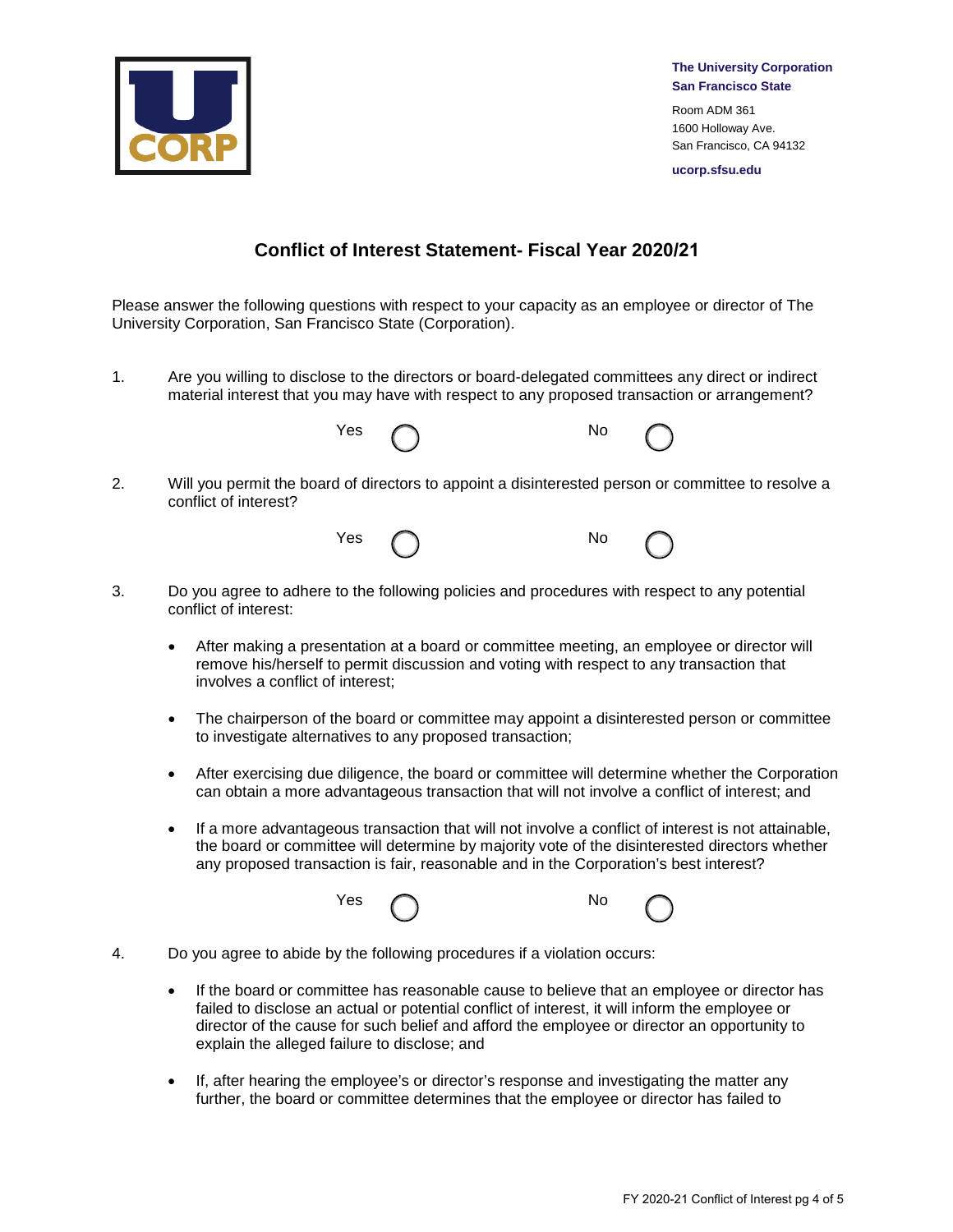The University Corporation
San Francisco State

Room ADM 361
1600 Holloway Ave.
San Francisco, CA 94132

ucorp.sfsu.edu

## Conflict of Interest Statement- Fiscal Year 2020/21

Please answer the following questions with respect to your capacity as an employee or director of The University Corporation, San Francisco State (Corporation).

1. Are you willing to disclose to the directors or board-delegated committees any direct or indirect material interest that you may have with respect to any proposed transaction or arrangement?

   Yes ◯ No ◯

2. Will you permit the board of directors to appoint a disinterested person or committee to resolve a conflict of interest?

   Yes ◯ No ◯

3. Do you agree to adhere to the following policies and procedures with respect to any potential conflict of interest:

   - After making a presentation at a board or committee meeting, an employee or director will remove his/herself to permit discussion and voting with respect to any transaction that involves a conflict of interest;
   - The chairperson of the board or committee may appoint a disinterested person or committee to investigate alternatives to any proposed transaction;
   - After exercising due diligence, the board or committee will determine whether the Corporation can obtain a more advantageous transaction that will not involve a conflict of interest; and
   - If a more advantageous transaction that will not involve a conflict of interest is not attainable, the board or committee will determine by majority vote of the disinterested directors whether any proposed transaction is fair, reasonable and in the Corporation's best interest?

   Yes ◯ No ◯

4. Do you agree to abide by the following procedures if a violation occurs:

   - If the board or committee has reasonable cause to believe that an employee or director has failed to disclose an actual or potential conflict of interest, it will inform the employee or director of the cause for such belief and afford the employee or director an opportunity to explain the alleged failure to disclose; and
   - If, after hearing the employee's or director's response and investigating the matter any further, the board or committee determines that the employee or director has failed to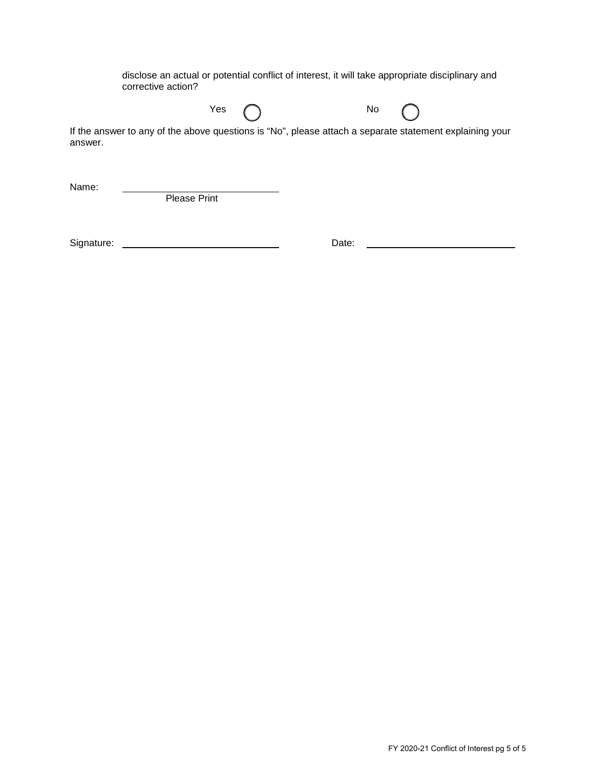disclose an actual or potential conflict of interest, it will take appropriate disciplinary and corrective action?

Yes ◯ No ◯

If the answer to any of the above questions is "No", please attach a separate statement explaining your answer.

Name: ______________________________
Please Print

Signature: ______________________________ Date: ______________________________